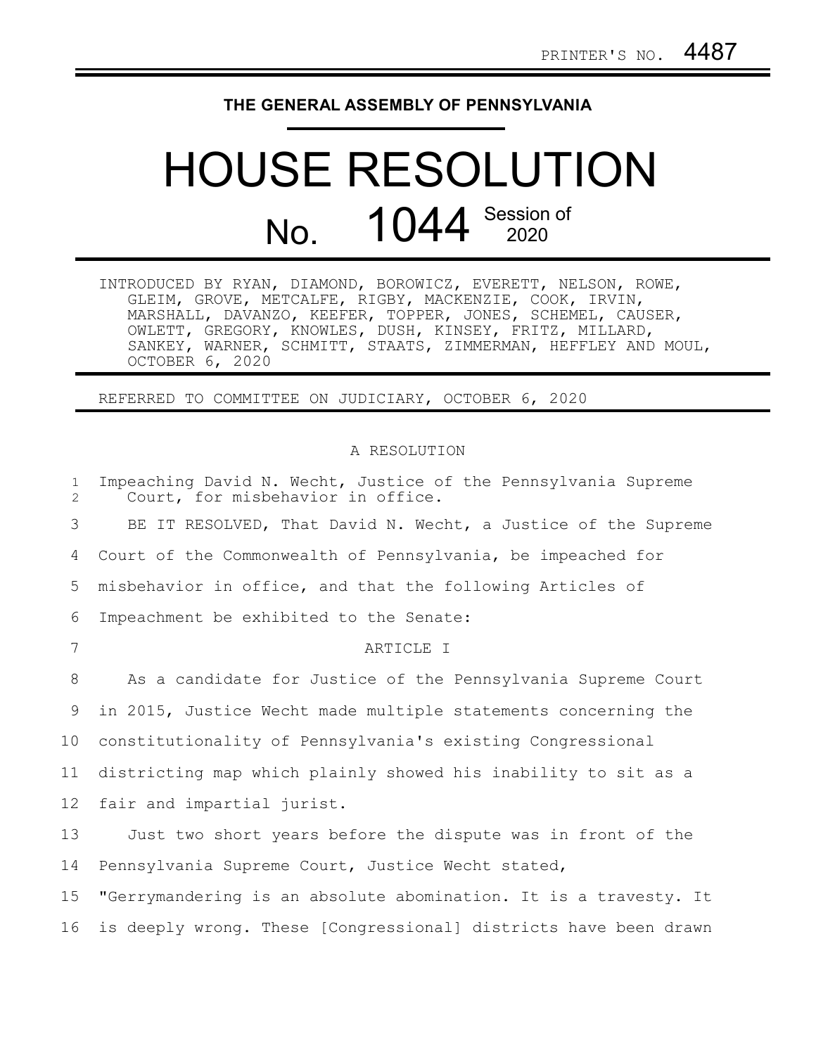PRINTER'S NO. 4487

# THE GENERAL ASSEMBLY OF PENNSYLVANIA

# HOUSE RESOLUTION

## No. 1044 Session of 2020

INTRODUCED BY RYAN, DIAMOND, BOROWICZ, EVERETT, NELSON, ROWE, GLEIM, GROVE, METCALFE, RIGBY, MACKENZIE, COOK, IRVIN, MARSHALL, DAVANZO, KEEFER, TOPPER, JONES, SCHEMEL, CAUSER, OWLETT, GREGORY, KNOWLES, DUSH, KINSEY, FRITZ, MILLARD, SANKEY, WARNER, SCHMITT, STAATS, ZIMMERMAN, HEFFLEY AND MOUL, OCTOBER 6, 2020

REFERRED TO COMMITTEE ON JUDICIARY, OCTOBER 6, 2020

A RESOLUTION

Impeaching David N. Wecht, Justice of the Pennsylvania Supreme Court, for misbehavior in office.

BE IT RESOLVED, That David N. Wecht, a Justice of the Supreme Court of the Commonwealth of Pennsylvania, be impeached for misbehavior in office, and that the following Articles of Impeachment be exhibited to the Senate:

ARTICLE I

As a candidate for Justice of the Pennsylvania Supreme Court in 2015, Justice Wecht made multiple statements concerning the constitutionality of Pennsylvania's existing Congressional districting map which plainly showed his inability to sit as a fair and impartial jurist.

Just two short years before the dispute was in front of the Pennsylvania Supreme Court, Justice Wecht stated, "Gerrymandering is an absolute abomination. It is a travesty. It is deeply wrong. These [Congressional] districts have been drawn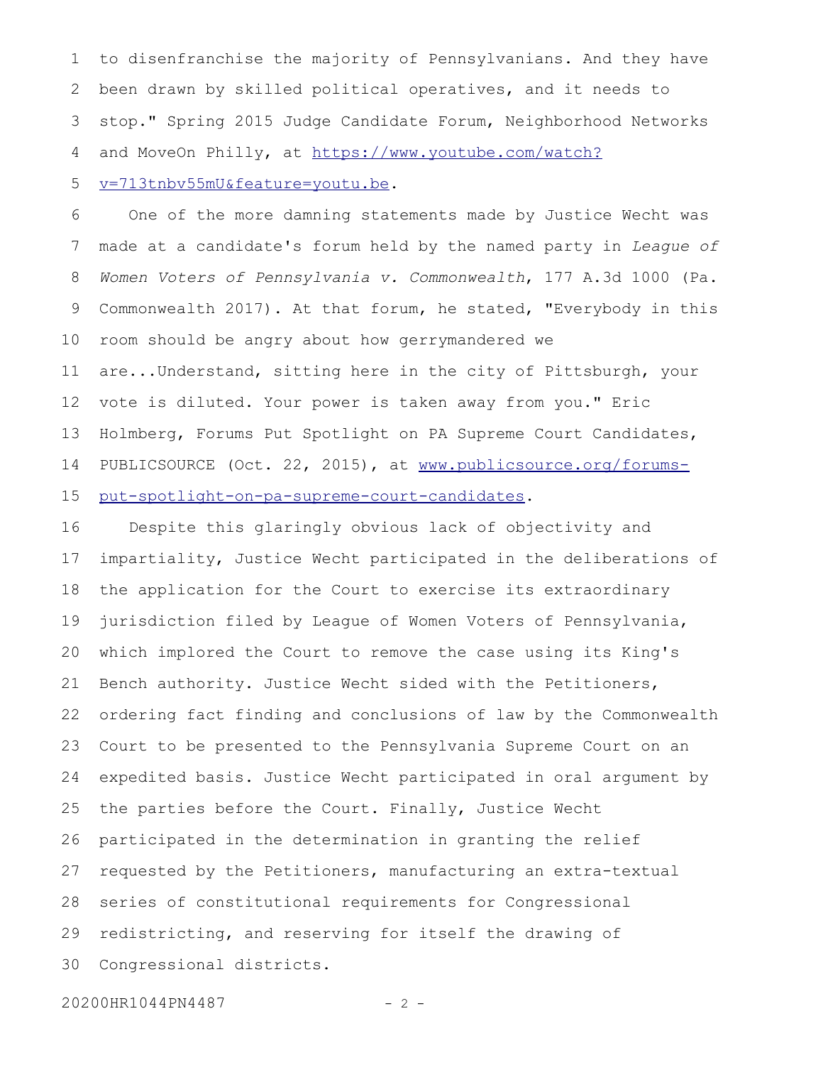to disenfranchise the majority of Pennsylvanians. And they have been drawn by skilled political operatives, and it needs to stop." Spring 2015 Judge Candidate Forum, Neighborhood Networks and MoveOn Philly, at https://www.youtube.com/watch?v=713tnbv55mU&feature=youtu.be.

One of the more damning statements made by Justice Wecht was made at a candidate's forum held by the named party in *League of Women Voters of Pennsylvania v. Commonwealth*, 177 A.3d 1000 (Pa. Commonwealth 2017). At that forum, he stated, "Everybody in this room should be angry about how gerrymandered we are...Understand, sitting here in the city of Pittsburgh, your vote is diluted. Your power is taken away from you." Eric Holmberg, Forums Put Spotlight on PA Supreme Court Candidates, PUBLICSOURCE (Oct. 22, 2015), at www.publicsource.org/forums-put-spotlight-on-pa-supreme-court-candidates.

Despite this glaringly obvious lack of objectivity and impartiality, Justice Wecht participated in the deliberations of the application for the Court to exercise its extraordinary jurisdiction filed by League of Women Voters of Pennsylvania, which implored the Court to remove the case using its King's Bench authority. Justice Wecht sided with the Petitioners, ordering fact finding and conclusions of law by the Commonwealth Court to be presented to the Pennsylvania Supreme Court on an expedited basis. Justice Wecht participated in oral argument by the parties before the Court. Finally, Justice Wecht participated in the determination in granting the relief requested by the Petitioners, manufacturing an extra-textual series of constitutional requirements for Congressional redistricting, and reserving for itself the drawing of Congressional districts.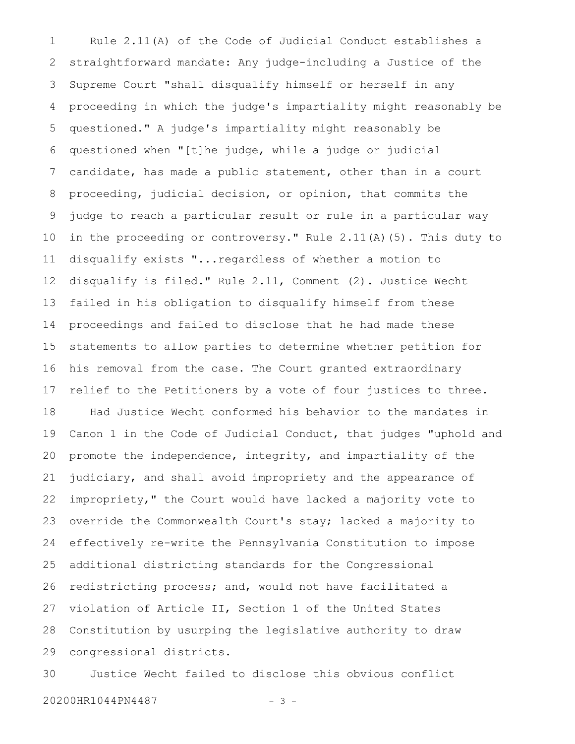Rule 2.11(A) of the Code of Judicial Conduct establishes a straightforward mandate: Any judge-including a Justice of the Supreme Court "shall disqualify himself or herself in any proceeding in which the judge's impartiality might reasonably be questioned." A judge's impartiality might reasonably be questioned when "[t]he judge, while a judge or judicial candidate, has made a public statement, other than in a court proceeding, judicial decision, or opinion, that commits the judge to reach a particular result or rule in a particular way in the proceeding or controversy." Rule 2.11(A)(5). This duty to disqualify exists "...regardless of whether a motion to disqualify is filed." Rule 2.11, Comment (2). Justice Wecht failed in his obligation to disqualify himself from these proceedings and failed to disclose that he had made these statements to allow parties to determine whether petition for his removal from the case. The Court granted extraordinary relief to the Petitioners by a vote of four justices to three.

Had Justice Wecht conformed his behavior to the mandates in Canon 1 in the Code of Judicial Conduct, that judges "uphold and promote the independence, integrity, and impartiality of the judiciary, and shall avoid impropriety and the appearance of impropriety," the Court would have lacked a majority vote to override the Commonwealth Court's stay; lacked a majority to effectively re-write the Pennsylvania Constitution to impose additional districting standards for the Congressional redistricting process; and, would not have facilitated a violation of Article II, Section 1 of the United States Constitution by usurping the legislative authority to draw congressional districts.

Justice Wecht failed to disclose this obvious conflict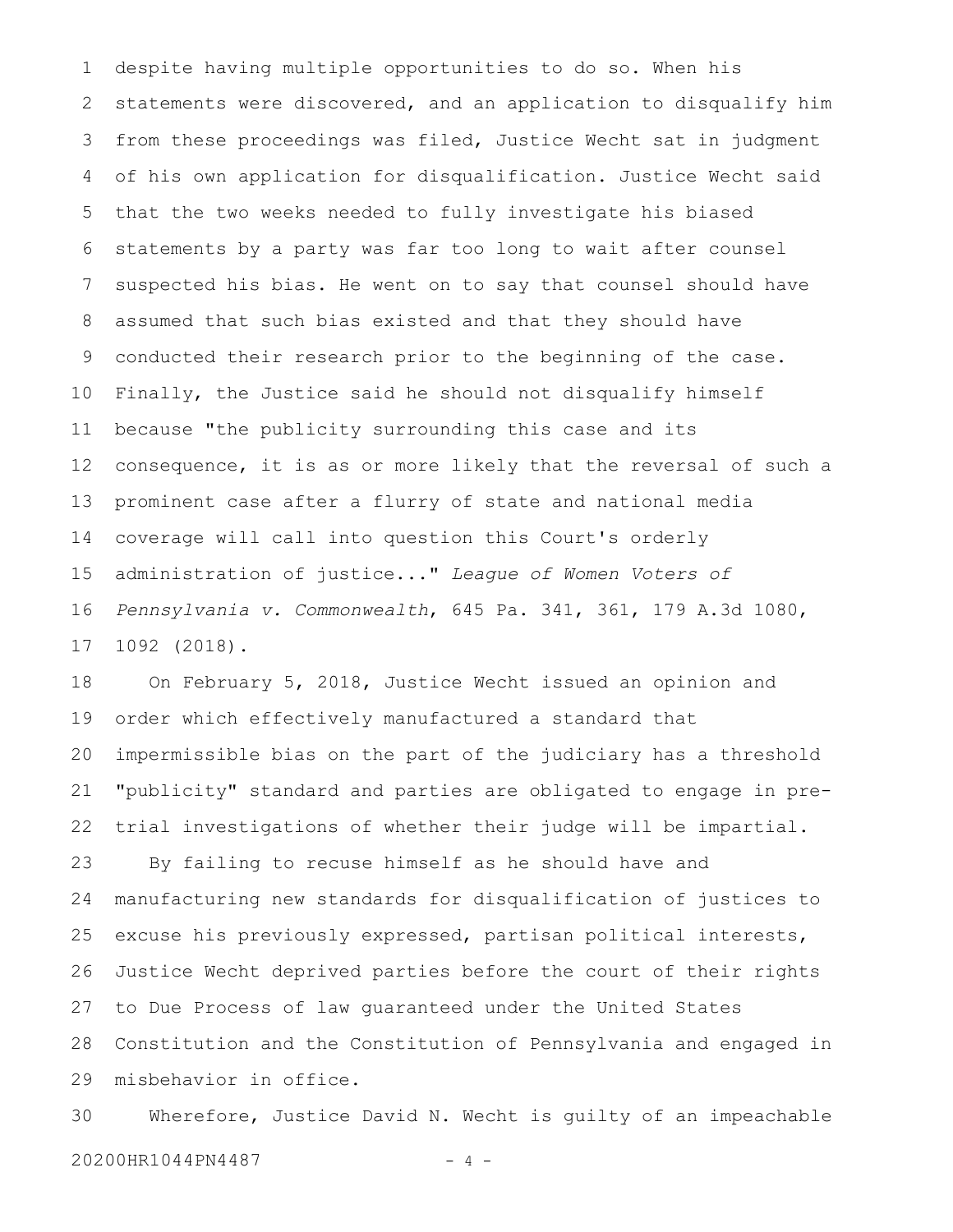despite having multiple opportunities to do so. When his statements were discovered, and an application to disqualify him from these proceedings was filed, Justice Wecht sat in judgment of his own application for disqualification. Justice Wecht said that the two weeks needed to fully investigate his biased statements by a party was far too long to wait after counsel suspected his bias. He went on to say that counsel should have assumed that such bias existed and that they should have conducted their research prior to the beginning of the case. Finally, the Justice said he should not disqualify himself because "the publicity surrounding this case and its consequence, it is as or more likely that the reversal of such a prominent case after a flurry of state and national media coverage will call into question this Court's orderly administration of justice..." *League of Women Voters of Pennsylvania v. Commonwealth*, 645 Pa. 341, 361, 179 A.3d 1080, 1092 (2018).

On February 5, 2018, Justice Wecht issued an opinion and order which effectively manufactured a standard that impermissible bias on the part of the judiciary has a threshold "publicity" standard and parties are obligated to engage in pre-trial investigations of whether their judge will be impartial.

By failing to recuse himself as he should have and manufacturing new standards for disqualification of justices to excuse his previously expressed, partisan political interests, Justice Wecht deprived parties before the court of their rights to Due Process of law guaranteed under the United States Constitution and the Constitution of Pennsylvania and engaged in misbehavior in office.

Wherefore, Justice David N. Wecht is guilty of an impeachable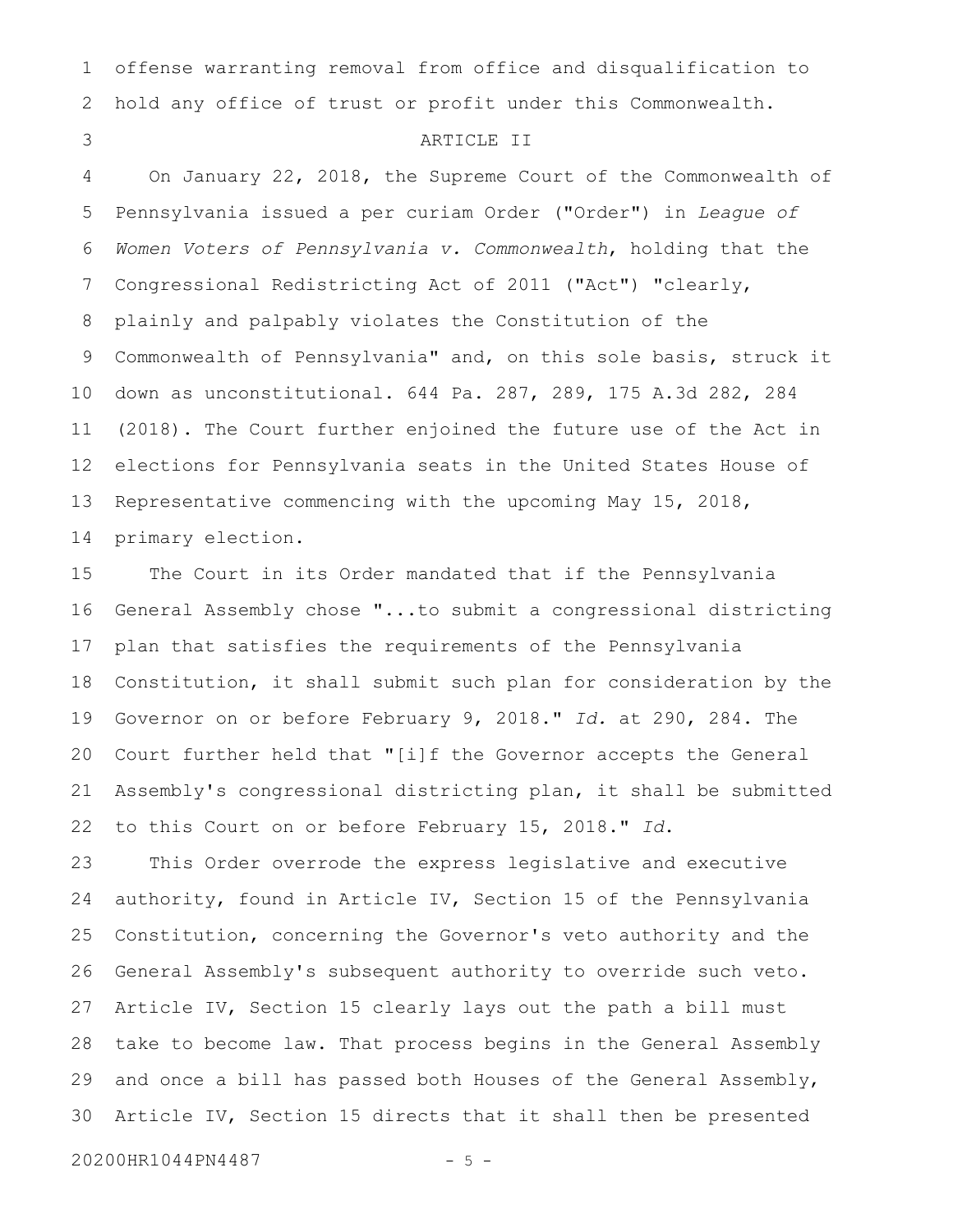offense warranting removal from office and disqualification to hold any office of trust or profit under this Commonwealth.

ARTICLE II

On January 22, 2018, the Supreme Court of the Commonwealth of Pennsylvania issued a per curiam Order ("Order") in *League of Women Voters of Pennsylvania v. Commonwealth*, holding that the Congressional Redistricting Act of 2011 ("Act") "clearly, plainly and palpably violates the Constitution of the Commonwealth of Pennsylvania" and, on this sole basis, struck it down as unconstitutional. 644 Pa. 287, 289, 175 A.3d 282, 284 (2018). The Court further enjoined the future use of the Act in elections for Pennsylvania seats in the United States House of Representative commencing with the upcoming May 15, 2018, primary election.

The Court in its Order mandated that if the Pennsylvania General Assembly chose "...to submit a congressional districting plan that satisfies the requirements of the Pennsylvania Constitution, it shall submit such plan for consideration by the Governor on or before February 9, 2018." *Id.* at 290, 284. The Court further held that "[i]f the Governor accepts the General Assembly's congressional districting plan, it shall be submitted to this Court on or before February 15, 2018." *Id*.

This Order overrode the express legislative and executive authority, found in Article IV, Section 15 of the Pennsylvania Constitution, concerning the Governor's veto authority and the General Assembly's subsequent authority to override such veto. Article IV, Section 15 clearly lays out the path a bill must take to become law. That process begins in the General Assembly and once a bill has passed both Houses of the General Assembly, Article IV, Section 15 directs that it shall then be presented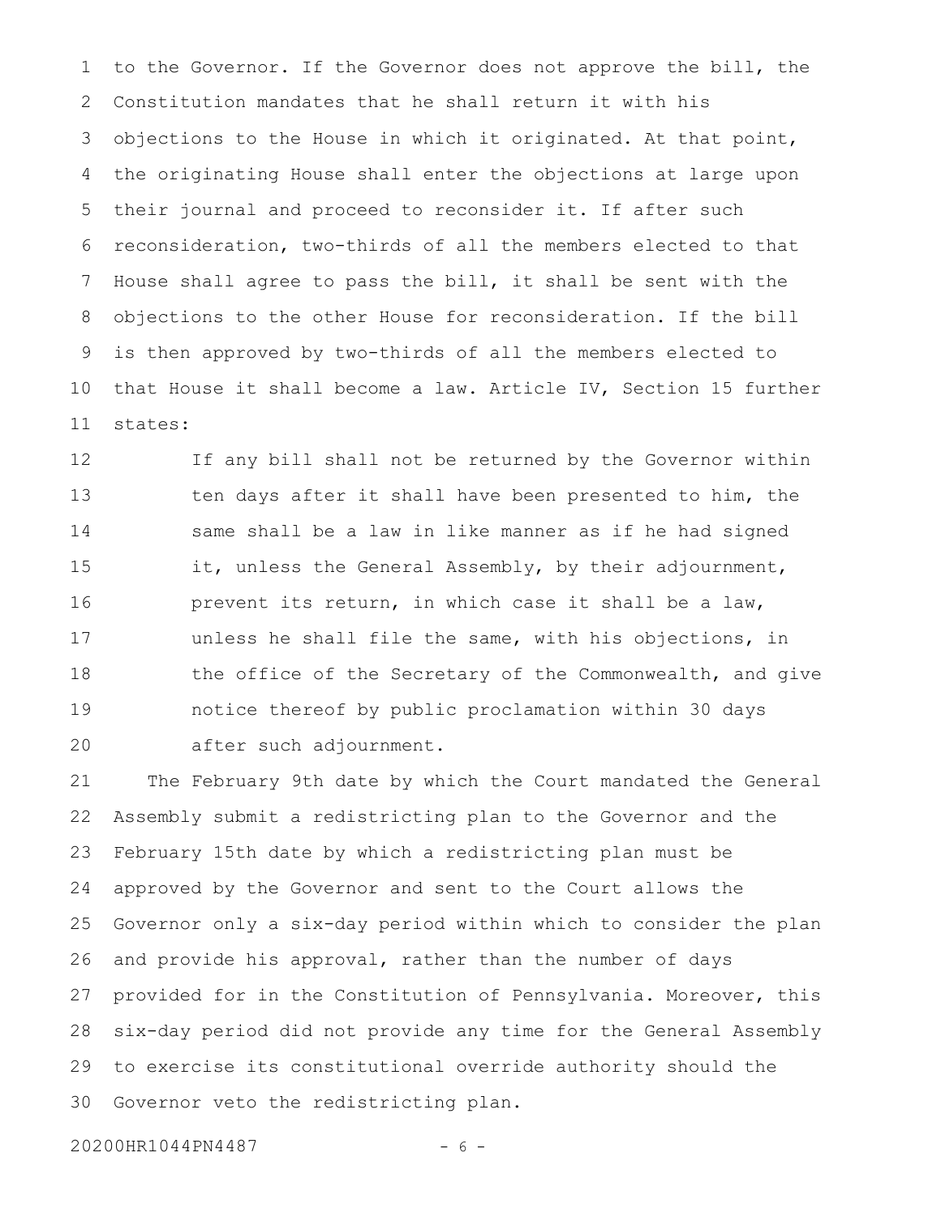to the Governor. If the Governor does not approve the bill, the Constitution mandates that he shall return it with his objections to the House in which it originated. At that point, the originating House shall enter the objections at large upon their journal and proceed to reconsider it. If after such reconsideration, two-thirds of all the members elected to that House shall agree to pass the bill, it shall be sent with the objections to the other House for reconsideration. If the bill is then approved by two-thirds of all the members elected to that House it shall become a law. Article IV, Section 15 further states:

> If any bill shall not be returned by the Governor within ten days after it shall have been presented to him, the same shall be a law in like manner as if he had signed it, unless the General Assembly, by their adjournment, prevent its return, in which case it shall be a law, unless he shall file the same, with his objections, in the office of the Secretary of the Commonwealth, and give notice thereof by public proclamation within 30 days after such adjournment.

The February 9th date by which the Court mandated the General Assembly submit a redistricting plan to the Governor and the February 15th date by which a redistricting plan must be approved by the Governor and sent to the Court allows the Governor only a six-day period within which to consider the plan and provide his approval, rather than the number of days provided for in the Constitution of Pennsylvania. Moreover, this six-day period did not provide any time for the General Assembly to exercise its constitutional override authority should the Governor veto the redistricting plan.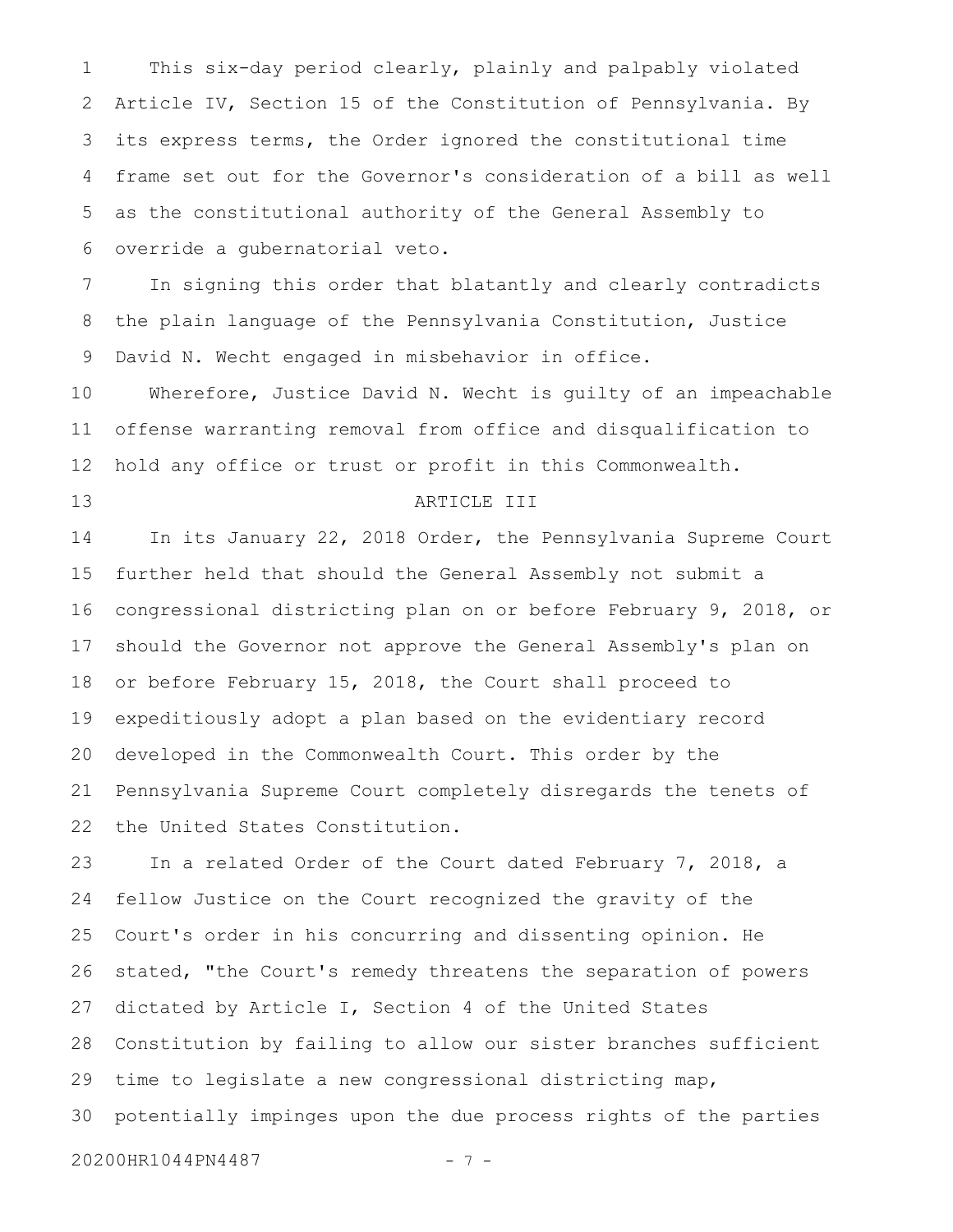This six-day period clearly, plainly and palpably violated Article IV, Section 15 of the Constitution of Pennsylvania. By its express terms, the Order ignored the constitutional time frame set out for the Governor's consideration of a bill as well as the constitutional authority of the General Assembly to override a gubernatorial veto.

In signing this order that blatantly and clearly contradicts the plain language of the Pennsylvania Constitution, Justice David N. Wecht engaged in misbehavior in office.

Wherefore, Justice David N. Wecht is guilty of an impeachable offense warranting removal from office and disqualification to hold any office or trust or profit in this Commonwealth.

ARTICLE III

In its January 22, 2018 Order, the Pennsylvania Supreme Court further held that should the General Assembly not submit a congressional districting plan on or before February 9, 2018, or should the Governor not approve the General Assembly's plan on or before February 15, 2018, the Court shall proceed to expeditiously adopt a plan based on the evidentiary record developed in the Commonwealth Court. This order by the Pennsylvania Supreme Court completely disregards the tenets of the United States Constitution.

In a related Order of the Court dated February 7, 2018, a fellow Justice on the Court recognized the gravity of the Court's order in his concurring and dissenting opinion. He stated, "the Court's remedy threatens the separation of powers dictated by Article I, Section 4 of the United States Constitution by failing to allow our sister branches sufficient time to legislate a new congressional districting map, potentially impinges upon the due process rights of the parties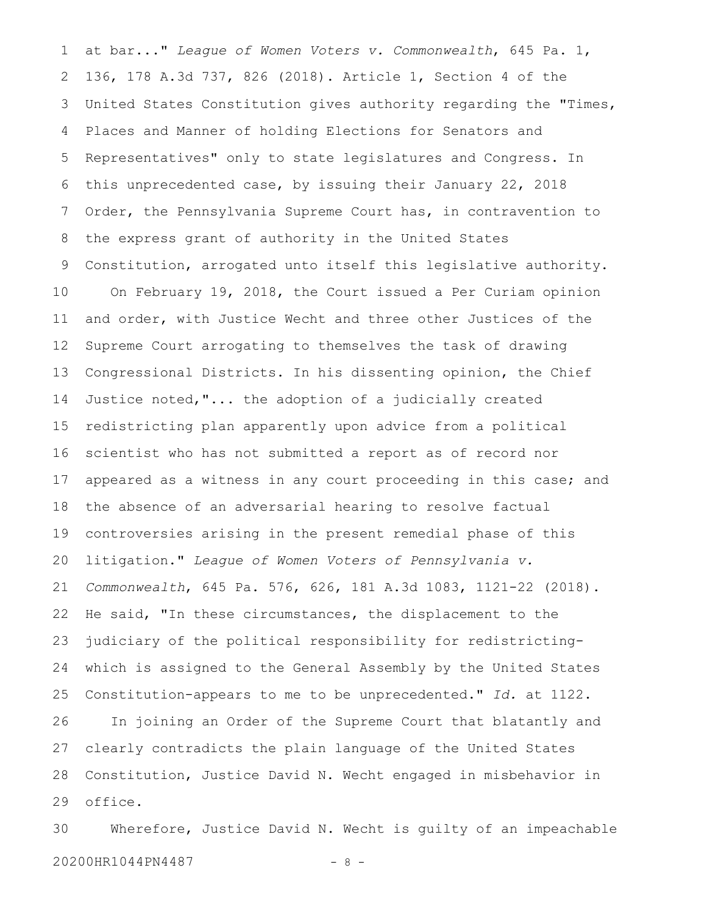at bar..." *League of Women Voters v. Commonwealth*, 645 Pa. 1, 136, 178 A.3d 737, 826 (2018). Article 1, Section 4 of the United States Constitution gives authority regarding the "Times, Places and Manner of holding Elections for Senators and Representatives" only to state legislatures and Congress. In this unprecedented case, by issuing their January 22, 2018 Order, the Pennsylvania Supreme Court has, in contravention to the express grant of authority in the United States Constitution, arrogated unto itself this legislative authority.

On February 19, 2018, the Court issued a Per Curiam opinion and order, with Justice Wecht and three other Justices of the Supreme Court arrogating to themselves the task of drawing Congressional Districts. In his dissenting opinion, the Chief Justice noted,"... the adoption of a judicially created redistricting plan apparently upon advice from a political scientist who has not submitted a report as of record nor appeared as a witness in any court proceeding in this case; and the absence of an adversarial hearing to resolve factual controversies arising in the present remedial phase of this litigation." *League of Women Voters of Pennsylvania v. Commonwealth*, 645 Pa. 576, 626, 181 A.3d 1083, 1121-22 (2018). He said, "In these circumstances, the displacement to the judiciary of the political responsibility for redistricting-which is assigned to the General Assembly by the United States Constitution-appears to me to be unprecedented." *Id.* at 1122.

In joining an Order of the Supreme Court that blatantly and clearly contradicts the plain language of the United States Constitution, Justice David N. Wecht engaged in misbehavior in office.

Wherefore, Justice David N. Wecht is guilty of an impeachable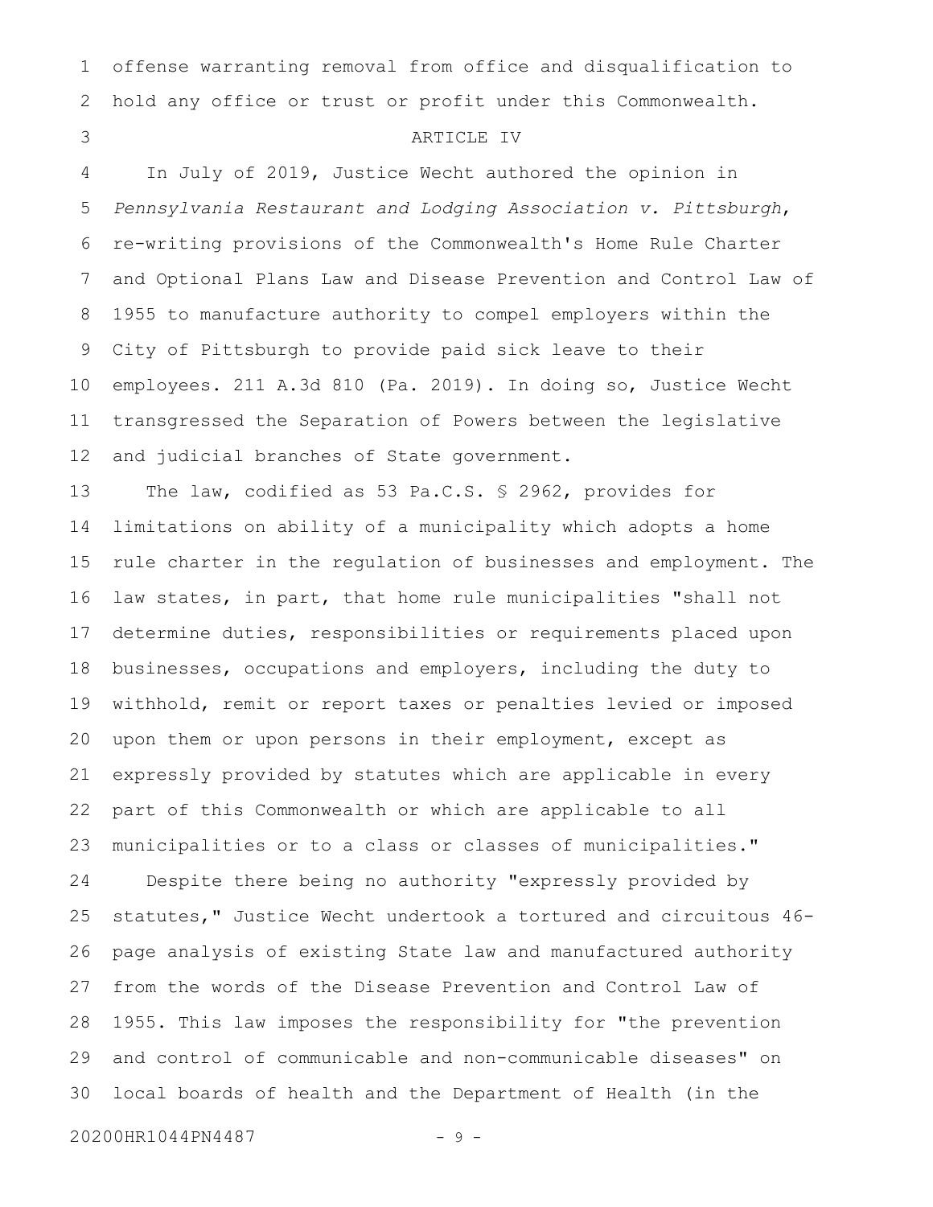offense warranting removal from office and disqualification to hold any office or trust or profit under this Commonwealth.

ARTICLE IV

In July of 2019, Justice Wecht authored the opinion in *Pennsylvania Restaurant and Lodging Association v. Pittsburgh*, re-writing provisions of the Commonwealth's Home Rule Charter and Optional Plans Law and Disease Prevention and Control Law of 1955 to manufacture authority to compel employers within the City of Pittsburgh to provide paid sick leave to their employees. 211 A.3d 810 (Pa. 2019). In doing so, Justice Wecht transgressed the Separation of Powers between the legislative and judicial branches of State government.

The law, codified as 53 Pa.C.S. § 2962, provides for limitations on ability of a municipality which adopts a home rule charter in the regulation of businesses and employment. The law states, in part, that home rule municipalities "shall not determine duties, responsibilities or requirements placed upon businesses, occupations and employers, including the duty to withhold, remit or report taxes or penalties levied or imposed upon them or upon persons in their employment, except as expressly provided by statutes which are applicable in every part of this Commonwealth or which are applicable to all municipalities or to a class or classes of municipalities."

Despite there being no authority "expressly provided by statutes," Justice Wecht undertook a tortured and circuitous 46-page analysis of existing State law and manufactured authority from the words of the Disease Prevention and Control Law of 1955. This law imposes the responsibility for "the prevention and control of communicable and non-communicable diseases" on local boards of health and the Department of Health (in the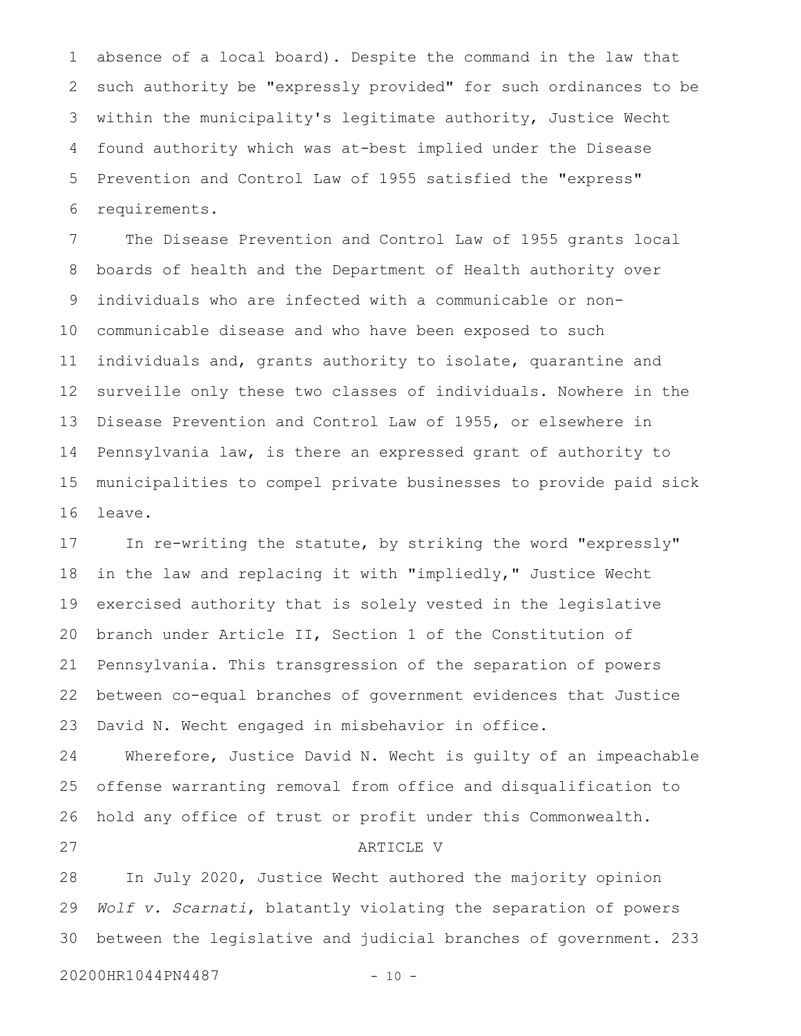absence of a local board). Despite the command in the law that such authority be "expressly provided" for such ordinances to be within the municipality's legitimate authority, Justice Wecht found authority which was at-best implied under the Disease Prevention and Control Law of 1955 satisfied the "express" requirements.

The Disease Prevention and Control Law of 1955 grants local boards of health and the Department of Health authority over individuals who are infected with a communicable or non-communicable disease and who have been exposed to such individuals and, grants authority to isolate, quarantine and surveille only these two classes of individuals. Nowhere in the Disease Prevention and Control Law of 1955, or elsewhere in Pennsylvania law, is there an expressed grant of authority to municipalities to compel private businesses to provide paid sick leave.

In re-writing the statute, by striking the word "expressly" in the law and replacing it with "impliedly," Justice Wecht exercised authority that is solely vested in the legislative branch under Article II, Section 1 of the Constitution of Pennsylvania. This transgression of the separation of powers between co-equal branches of government evidences that Justice David N. Wecht engaged in misbehavior in office.

Wherefore, Justice David N. Wecht is guilty of an impeachable offense warranting removal from office and disqualification to hold any office of trust or profit under this Commonwealth.

ARTICLE V

In July 2020, Justice Wecht authored the majority opinion *Wolf v. Scarnati*, blatantly violating the separation of powers between the legislative and judicial branches of government. 233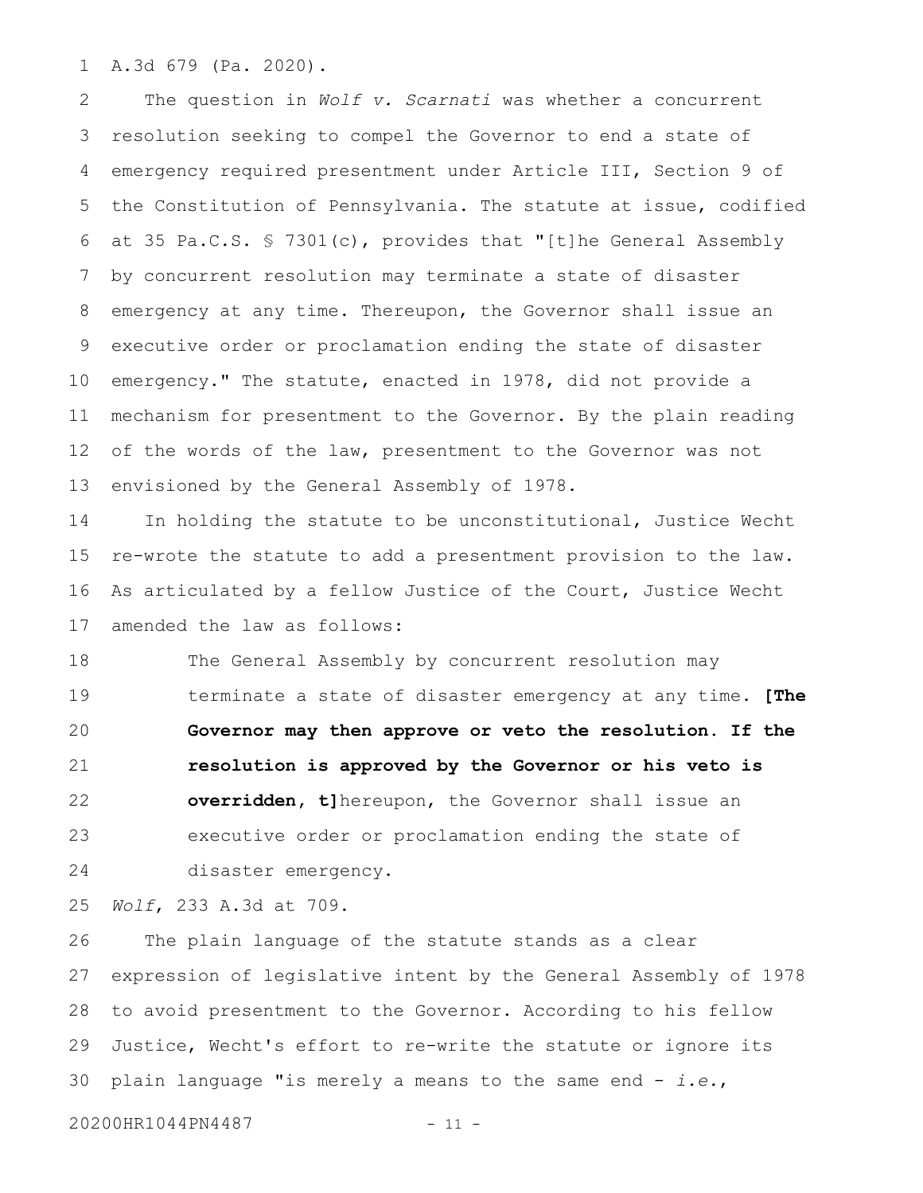A.3d 679 (Pa. 2020).

The question in *Wolf v. Scarnati* was whether a concurrent resolution seeking to compel the Governor to end a state of emergency required presentment under Article III, Section 9 of the Constitution of Pennsylvania. The statute at issue, codified at 35 Pa.C.S. § 7301(c), provides that "[t]he General Assembly by concurrent resolution may terminate a state of disaster emergency at any time. Thereupon, the Governor shall issue an executive order or proclamation ending the state of disaster emergency." The statute, enacted in 1978, did not provide a mechanism for presentment to the Governor. By the plain reading of the words of the law, presentment to the Governor was not envisioned by the General Assembly of 1978.

In holding the statute to be unconstitutional, Justice Wecht re-wrote the statute to add a presentment provision to the law. As articulated by a fellow Justice of the Court, Justice Wecht amended the law as follows:

> The General Assembly by concurrent resolution may terminate a state of disaster emergency at any time. **[The Governor may then approve or veto the resolution. If the resolution is approved by the Governor or his veto is overridden, t]**hereupon, the Governor shall issue an executive order or proclamation ending the state of disaster emergency.

*Wolf*, 233 A.3d at 709.

The plain language of the statute stands as a clear expression of legislative intent by the General Assembly of 1978 to avoid presentment to the Governor. According to his fellow Justice, Wecht's effort to re-write the statute or ignore its plain language "is merely a means to the same end - *i.e.*,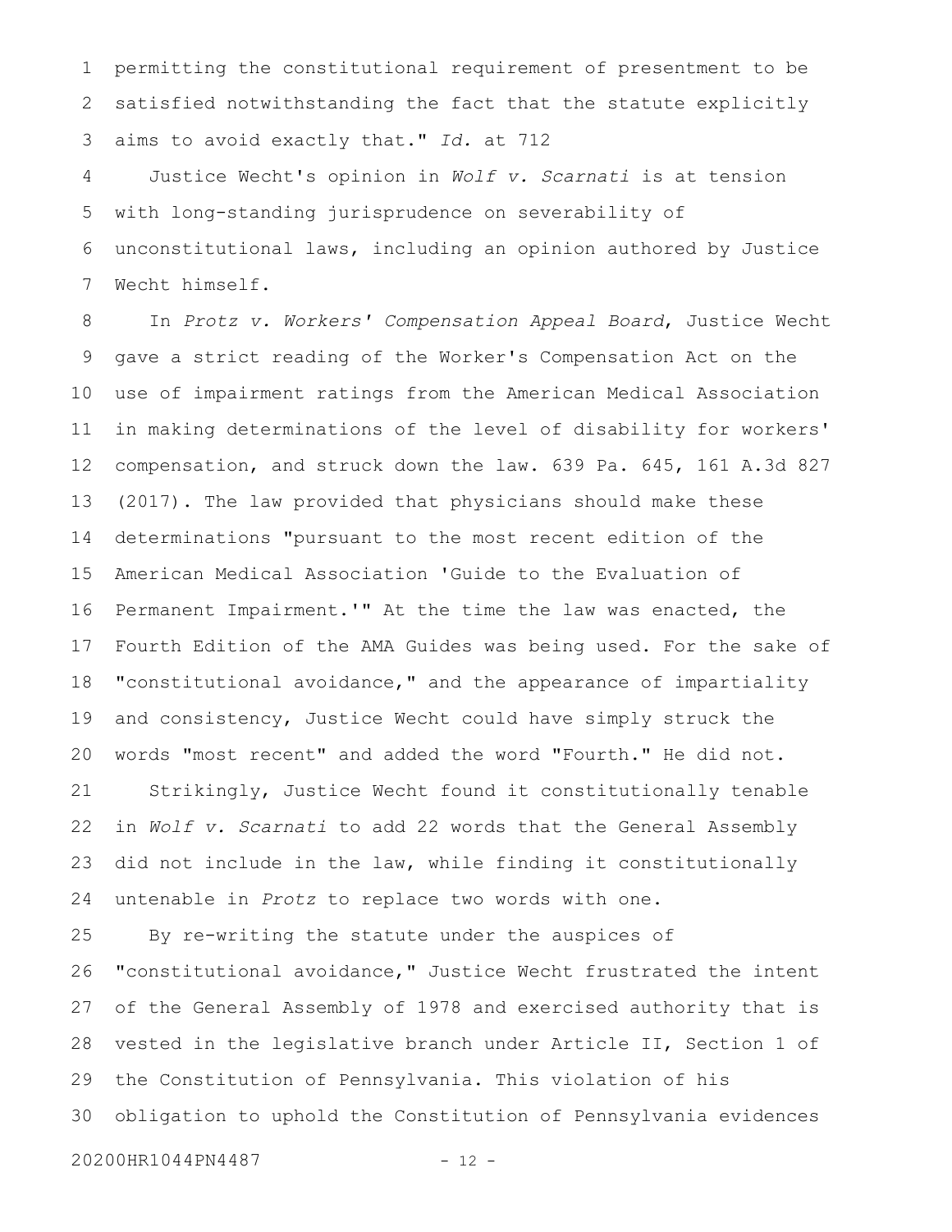permitting the constitutional requirement of presentment to be satisfied notwithstanding the fact that the statute explicitly aims to avoid exactly that." *Id.* at 712

Justice Wecht's opinion in *Wolf v. Scarnati* is at tension with long-standing jurisprudence on severability of unconstitutional laws, including an opinion authored by Justice Wecht himself.

In *Protz v. Workers' Compensation Appeal Board*, Justice Wecht gave a strict reading of the Worker's Compensation Act on the use of impairment ratings from the American Medical Association in making determinations of the level of disability for workers' compensation, and struck down the law. 639 Pa. 645, 161 A.3d 827 (2017). The law provided that physicians should make these determinations "pursuant to the most recent edition of the American Medical Association 'Guide to the Evaluation of Permanent Impairment.'" At the time the law was enacted, the Fourth Edition of the AMA Guides was being used. For the sake of "constitutional avoidance," and the appearance of impartiality and consistency, Justice Wecht could have simply struck the words "most recent" and added the word "Fourth." He did not.

Strikingly, Justice Wecht found it constitutionally tenable in *Wolf v. Scarnati* to add 22 words that the General Assembly did not include in the law, while finding it constitutionally untenable in *Protz* to replace two words with one.

By re-writing the statute under the auspices of "constitutional avoidance," Justice Wecht frustrated the intent of the General Assembly of 1978 and exercised authority that is vested in the legislative branch under Article II, Section 1 of the Constitution of Pennsylvania. This violation of his obligation to uphold the Constitution of Pennsylvania evidences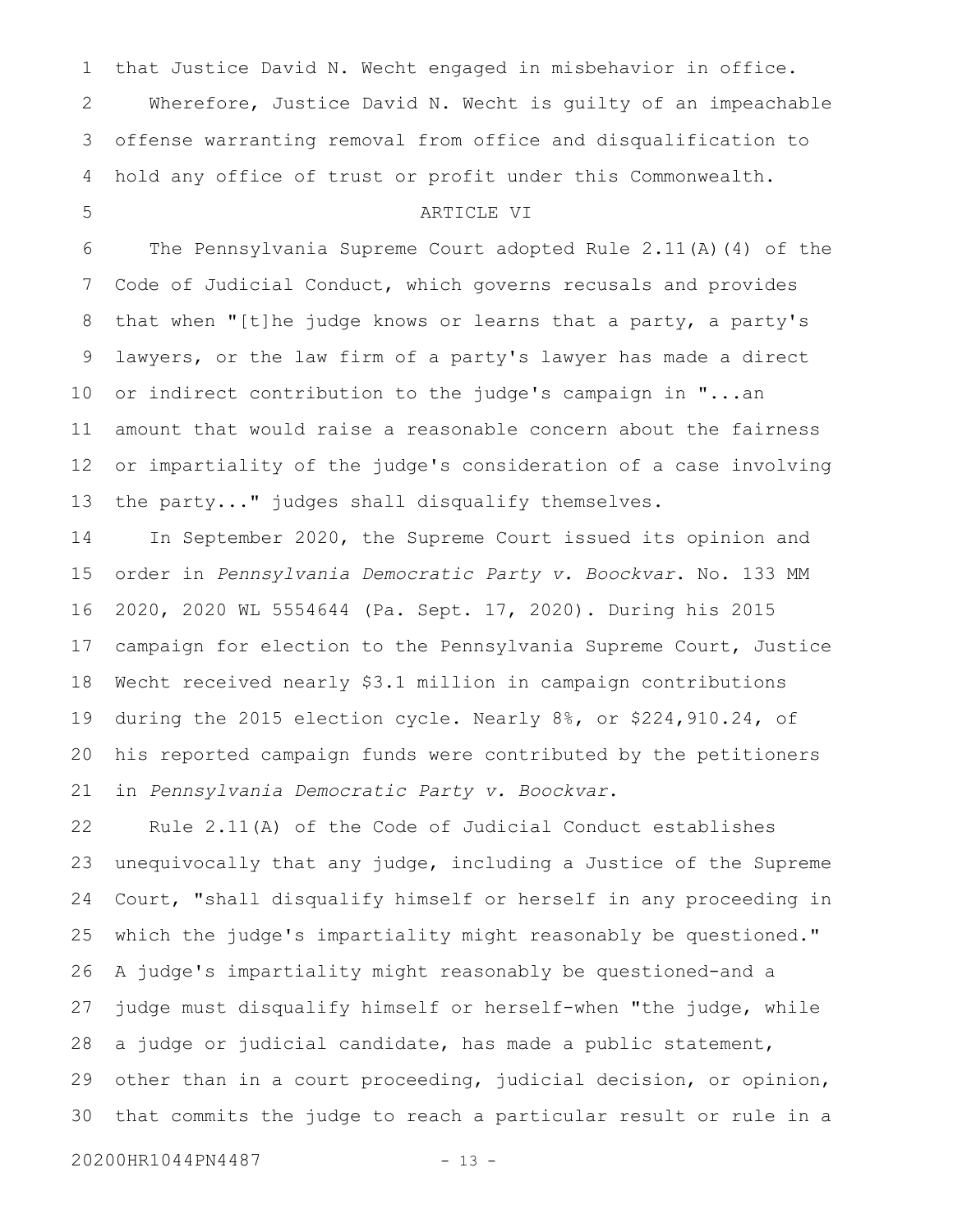that Justice David N. Wecht engaged in misbehavior in office.

Wherefore, Justice David N. Wecht is guilty of an impeachable offense warranting removal from office and disqualification to hold any office of trust or profit under this Commonwealth.

ARTICLE VI

The Pennsylvania Supreme Court adopted Rule 2.11(A)(4) of the Code of Judicial Conduct, which governs recusals and provides that when "[t]he judge knows or learns that a party, a party's lawyers, or the law firm of a party's lawyer has made a direct or indirect contribution to the judge's campaign in "...an amount that would raise a reasonable concern about the fairness or impartiality of the judge's consideration of a case involving the party..." judges shall disqualify themselves.

In September 2020, the Supreme Court issued its opinion and order in *Pennsylvania Democratic Party v. Boockvar*. No. 133 MM 2020, 2020 WL 5554644 (Pa. Sept. 17, 2020). During his 2015 campaign for election to the Pennsylvania Supreme Court, Justice Wecht received nearly $3.1 million in campaign contributions during the 2015 election cycle. Nearly 8%, or $224,910.24, of his reported campaign funds were contributed by the petitioners in *Pennsylvania Democratic Party v. Boockvar*.

Rule 2.11(A) of the Code of Judicial Conduct establishes unequivocally that any judge, including a Justice of the Supreme Court, "shall disqualify himself or herself in any proceeding in which the judge's impartiality might reasonably be questioned." A judge's impartiality might reasonably be questioned-and a judge must disqualify himself or herself-when "the judge, while a judge or judicial candidate, has made a public statement, other than in a court proceeding, judicial decision, or opinion, that commits the judge to reach a particular result or rule in a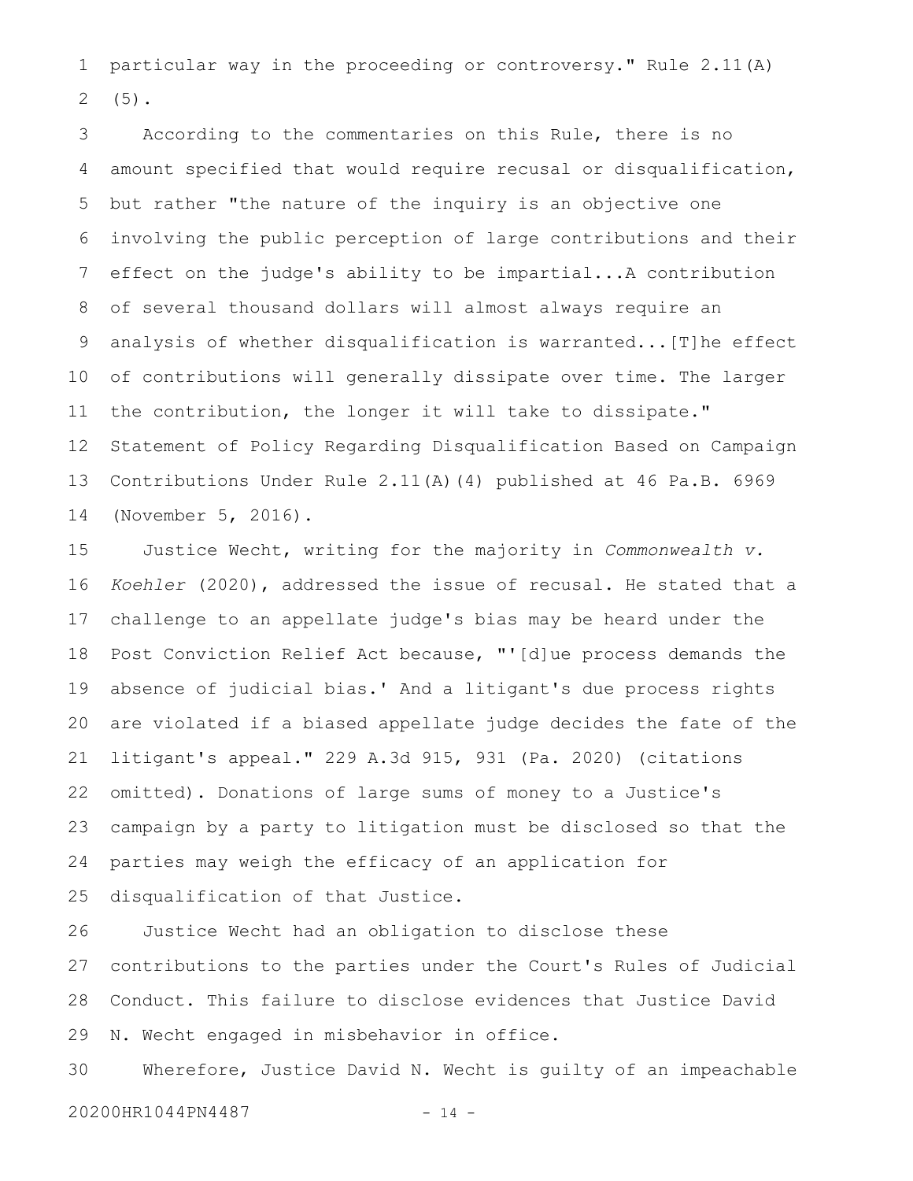particular way in the proceeding or controversy." Rule 2.11(A)(5).

According to the commentaries on this Rule, there is no amount specified that would require recusal or disqualification, but rather "the nature of the inquiry is an objective one involving the public perception of large contributions and their effect on the judge's ability to be impartial...A contribution of several thousand dollars will almost always require an analysis of whether disqualification is warranted...[T]he effect of contributions will generally dissipate over time. The larger the contribution, the longer it will take to dissipate." Statement of Policy Regarding Disqualification Based on Campaign Contributions Under Rule 2.11(A)(4) published at 46 Pa.B. 6969 (November 5, 2016).

Justice Wecht, writing for the majority in *Commonwealth v. Koehler* (2020), addressed the issue of recusal. He stated that a challenge to an appellate judge's bias may be heard under the Post Conviction Relief Act because, "'[d]ue process demands the absence of judicial bias.' And a litigant's due process rights are violated if a biased appellate judge decides the fate of the litigant's appeal." 229 A.3d 915, 931 (Pa. 2020) (citations omitted). Donations of large sums of money to a Justice's campaign by a party to litigation must be disclosed so that the parties may weigh the efficacy of an application for disqualification of that Justice.

Justice Wecht had an obligation to disclose these contributions to the parties under the Court's Rules of Judicial Conduct. This failure to disclose evidences that Justice David N. Wecht engaged in misbehavior in office.

Wherefore, Justice David N. Wecht is guilty of an impeachable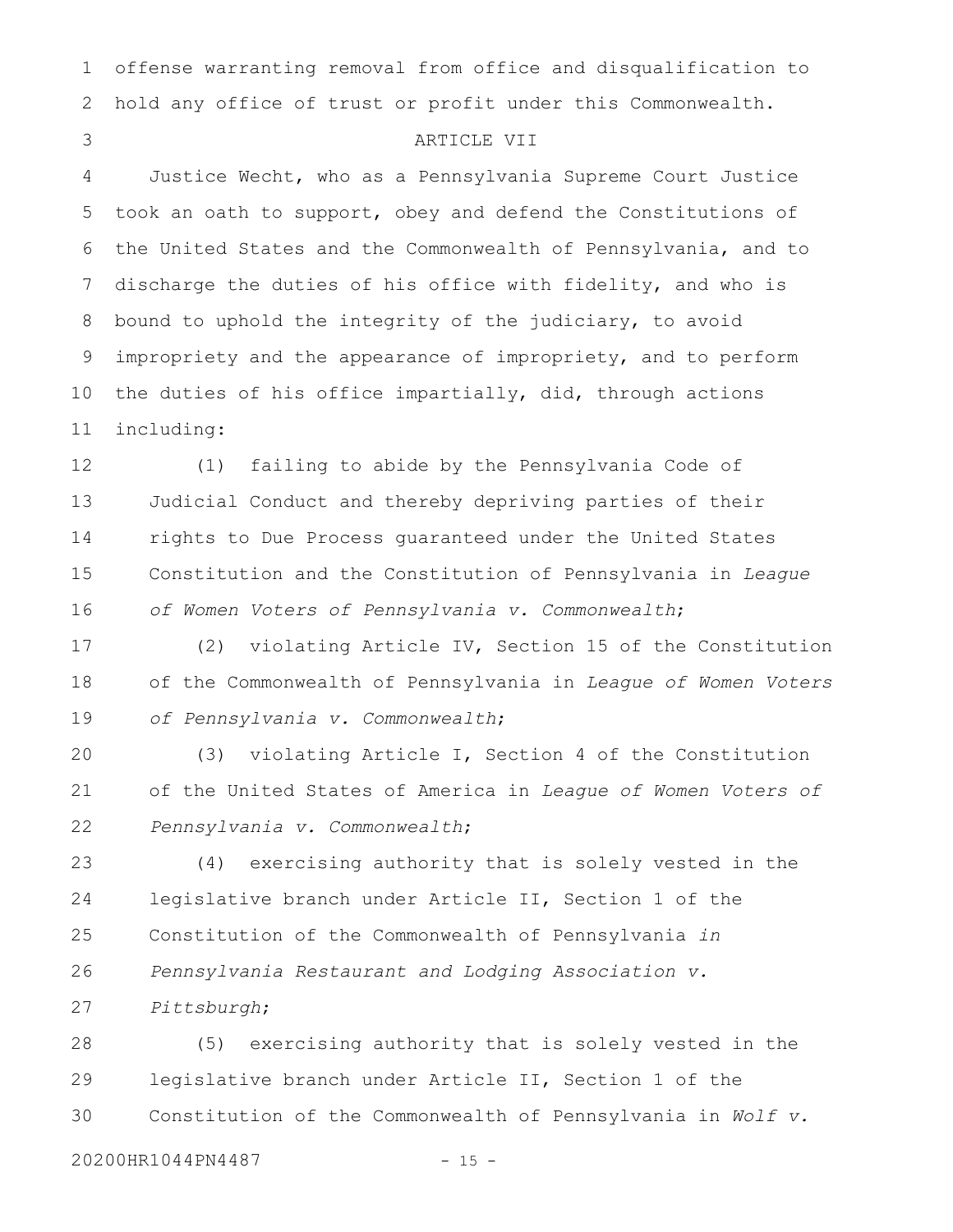offense warranting removal from office and disqualification to hold any office of trust or profit under this Commonwealth.

ARTICLE VII

Justice Wecht, who as a Pennsylvania Supreme Court Justice took an oath to support, obey and defend the Constitutions of the United States and the Commonwealth of Pennsylvania, and to discharge the duties of his office with fidelity, and who is bound to uphold the integrity of the judiciary, to avoid impropriety and the appearance of impropriety, and to perform the duties of his office impartially, did, through actions including:

(1) failing to abide by the Pennsylvania Code of Judicial Conduct and thereby depriving parties of their rights to Due Process guaranteed under the United States Constitution and the Constitution of Pennsylvania in *League of Women Voters of Pennsylvania v. Commonwealth*;

(2) violating Article IV, Section 15 of the Constitution of the Commonwealth of Pennsylvania in *League of Women Voters of Pennsylvania v. Commonwealth*;

(3) violating Article I, Section 4 of the Constitution of the United States of America in *League of Women Voters of Pennsylvania v. Commonwealth*;

(4) exercising authority that is solely vested in the legislative branch under Article II, Section 1 of the Constitution of the Commonwealth of Pennsylvania *in Pennsylvania Restaurant and Lodging Association v. Pittsburgh*;

(5) exercising authority that is solely vested in the legislative branch under Article II, Section 1 of the Constitution of the Commonwealth of Pennsylvania in *Wolf v.*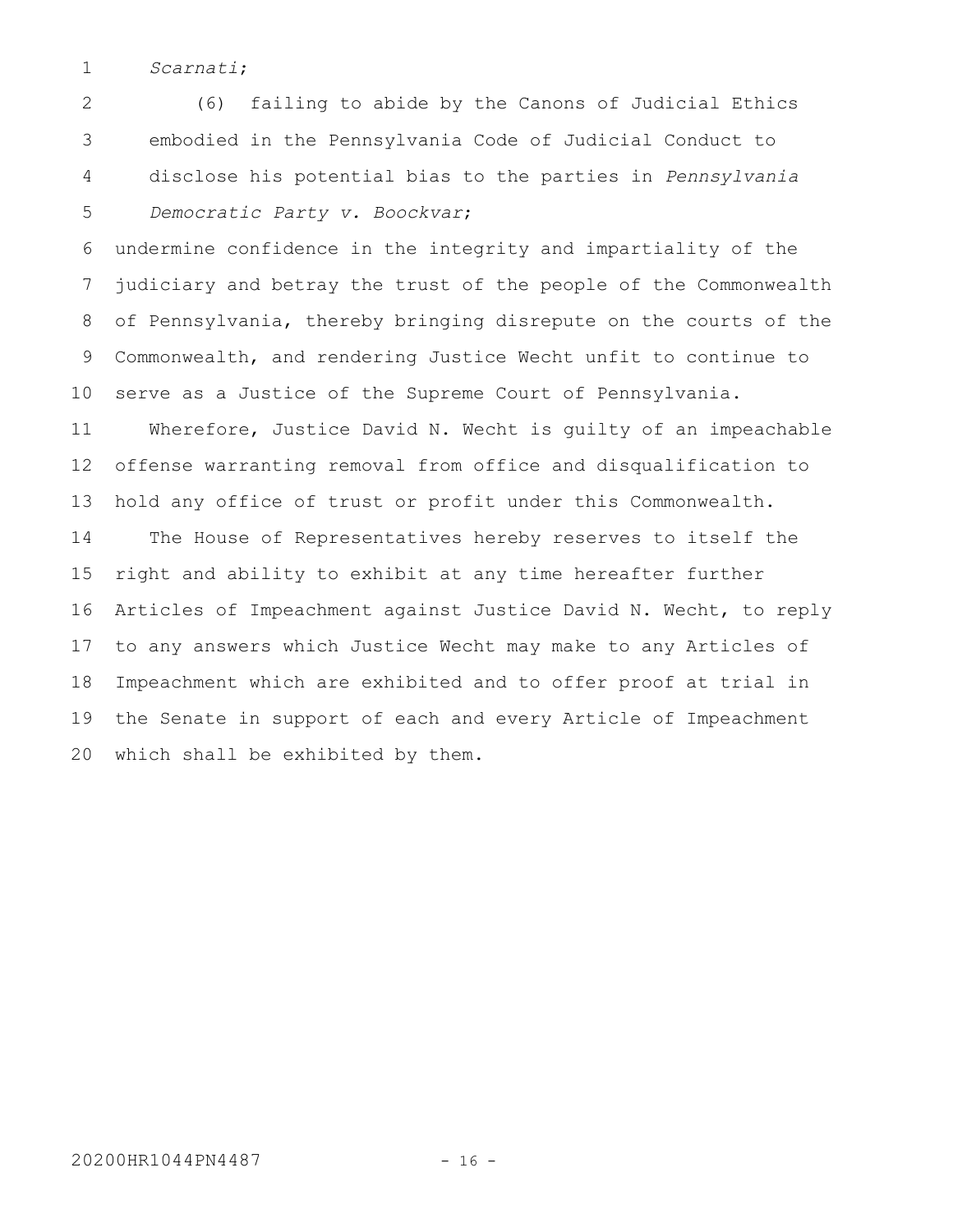*Scarnati*;

(6) failing to abide by the Canons of Judicial Ethics embodied in the Pennsylvania Code of Judicial Conduct to disclose his potential bias to the parties in *Pennsylvania Democratic Party v. Boockvar*;

undermine confidence in the integrity and impartiality of the judiciary and betray the trust of the people of the Commonwealth of Pennsylvania, thereby bringing disrepute on the courts of the Commonwealth, and rendering Justice Wecht unfit to continue to serve as a Justice of the Supreme Court of Pennsylvania.

Wherefore, Justice David N. Wecht is guilty of an impeachable offense warranting removal from office and disqualification to hold any office of trust or profit under this Commonwealth.

The House of Representatives hereby reserves to itself the right and ability to exhibit at any time hereafter further Articles of Impeachment against Justice David N. Wecht, to reply to any answers which Justice Wecht may make to any Articles of Impeachment which are exhibited and to offer proof at trial in the Senate in support of each and every Article of Impeachment which shall be exhibited by them.